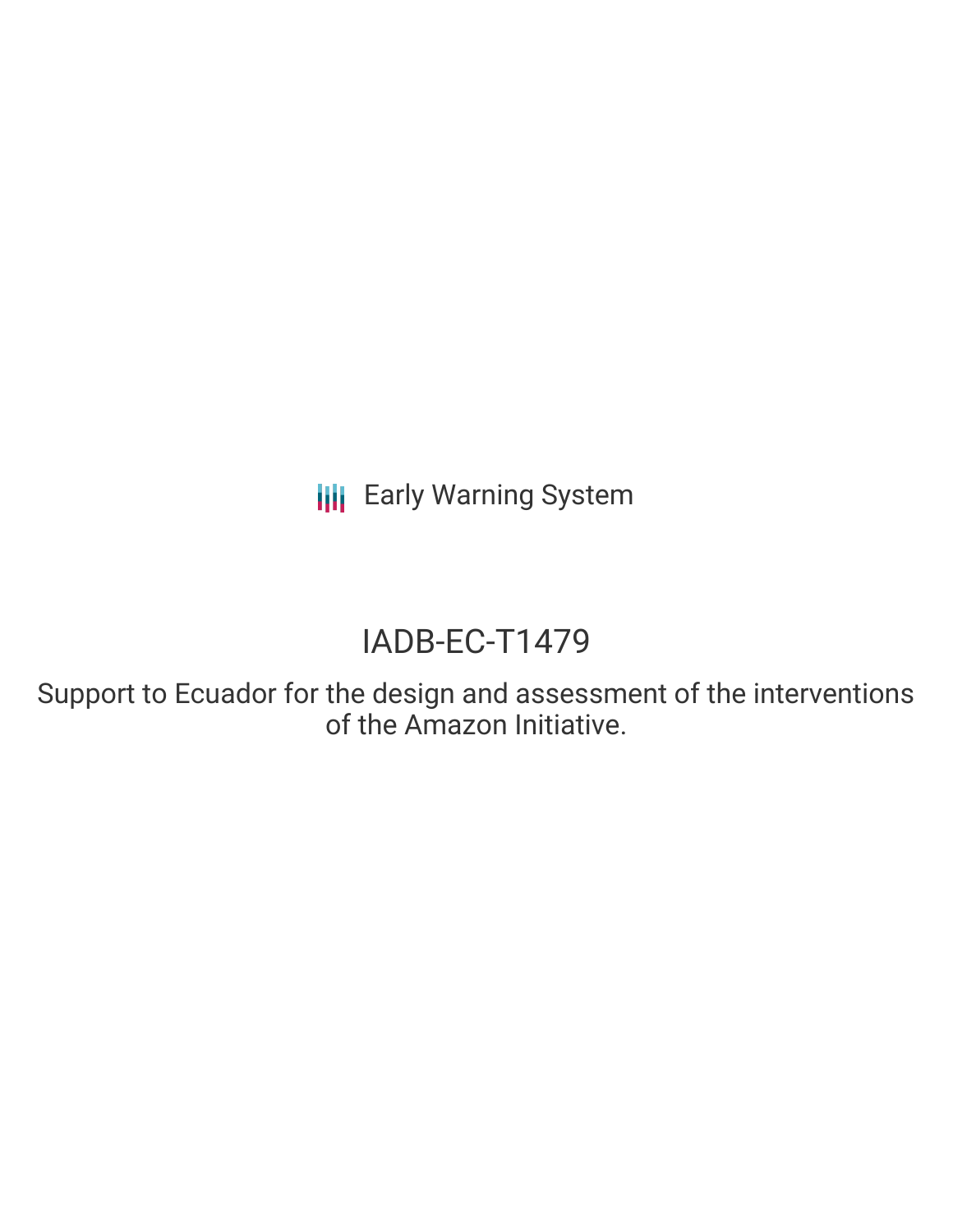Early Warning System

# IADB-EC-T1479

Support to Ecuador for the design and assessment of the interventions of the Amazon Initiative.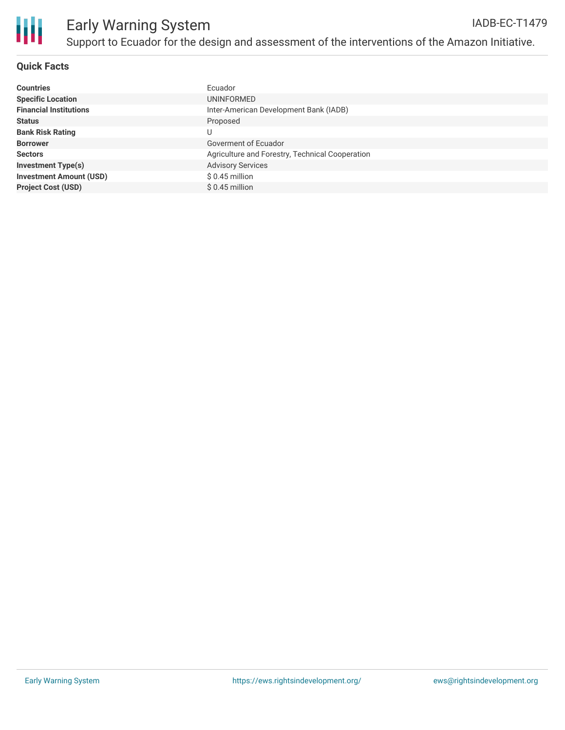# Early Warning System

IADB-EC-T1479

Support to Ecuador for the design and assessment of the interventions of the Amazon Initiative.

## Quick Facts

| | |
|---|---|
| **Countries** | Ecuador |
| **Specific Location** | UNINFORMED |
| **Financial Institutions** | Inter-American Development Bank (IADB) |
| **Status** | Proposed |
| **Bank Risk Rating** | U |
| **Borrower** | Goverment of Ecuador |
| **Sectors** | Agriculture and Forestry, Technical Cooperation |
| **Investment Type(s)** | Advisory Services |
| **Investment Amount (USD)** | $ 0.45 million |
| **Project Cost (USD)** | $ 0.45 million |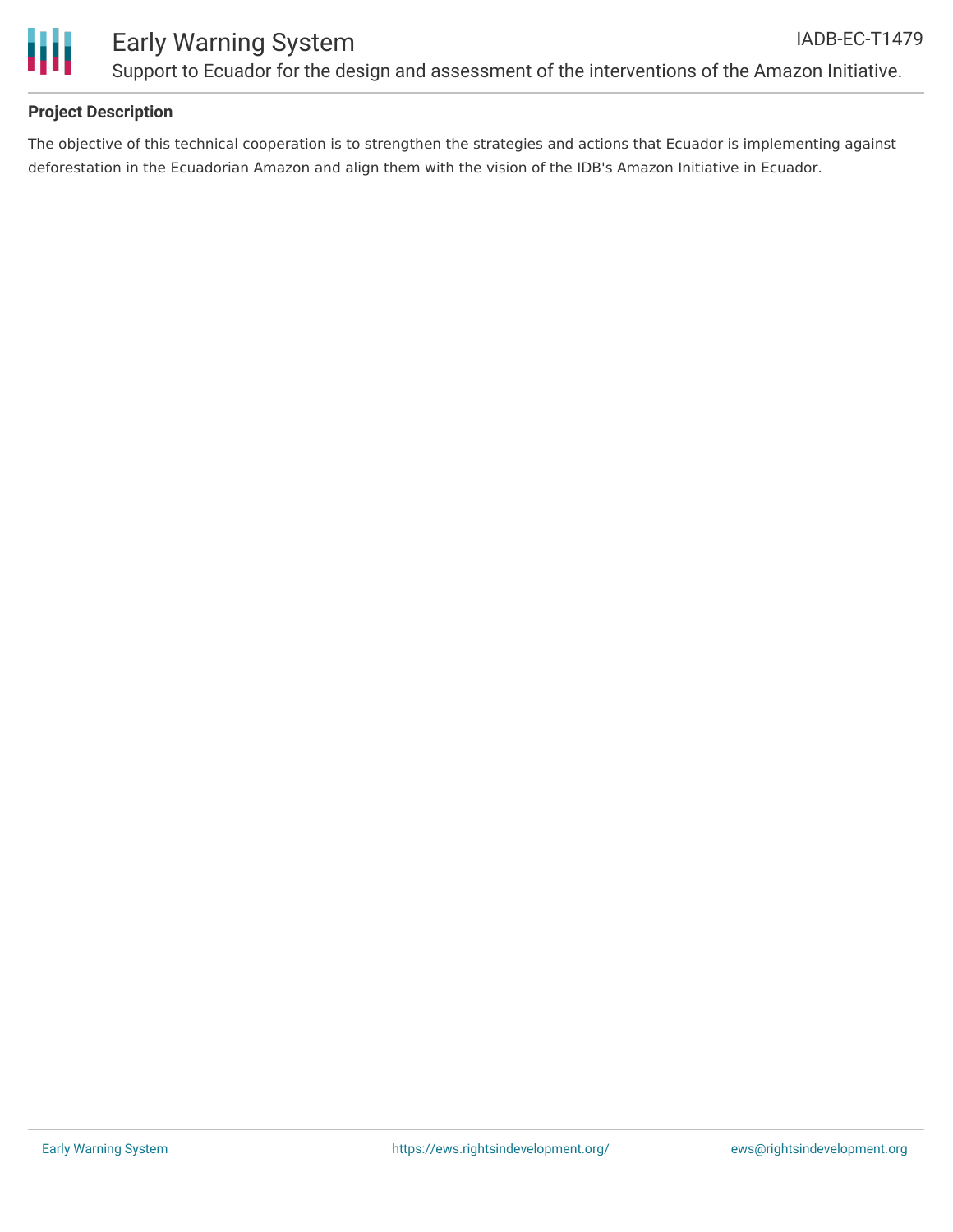## Project Description

The objective of this technical cooperation is to strengthen the strategies and actions that Ecuador is implementing against deforestation in the Ecuadorian Amazon and align them with the vision of the IDB's Amazon Initiative in Ecuador.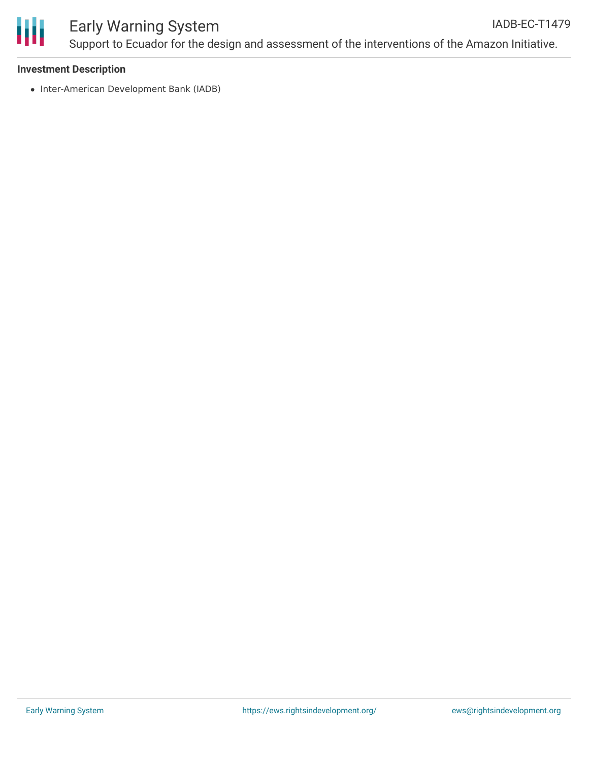### Investment Description

- Inter-American Development Bank (IADB)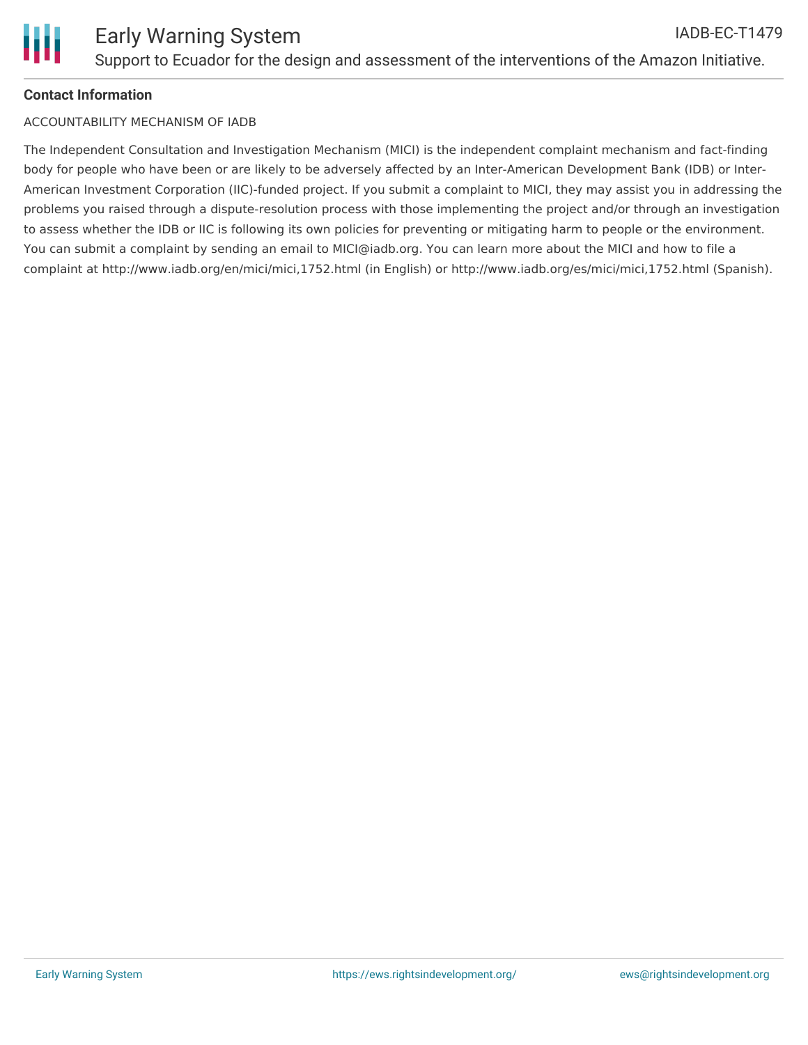**Contact Information**

ACCOUNTABILITY MECHANISM OF IADB

The Independent Consultation and Investigation Mechanism (MICI) is the independent complaint mechanism and fact-finding body for people who have been or are likely to be adversely affected by an Inter-American Development Bank (IDB) or Inter-American Investment Corporation (IIC)-funded project. If you submit a complaint to MICI, they may assist you in addressing the problems you raised through a dispute-resolution process with those implementing the project and/or through an investigation to assess whether the IDB or IIC is following its own policies for preventing or mitigating harm to people or the environment. You can submit a complaint by sending an email to MICI@iadb.org. You can learn more about the MICI and how to file a complaint at http://www.iadb.org/en/mici/mici,1752.html (in English) or http://www.iadb.org/es/mici/mici,1752.html (Spanish).